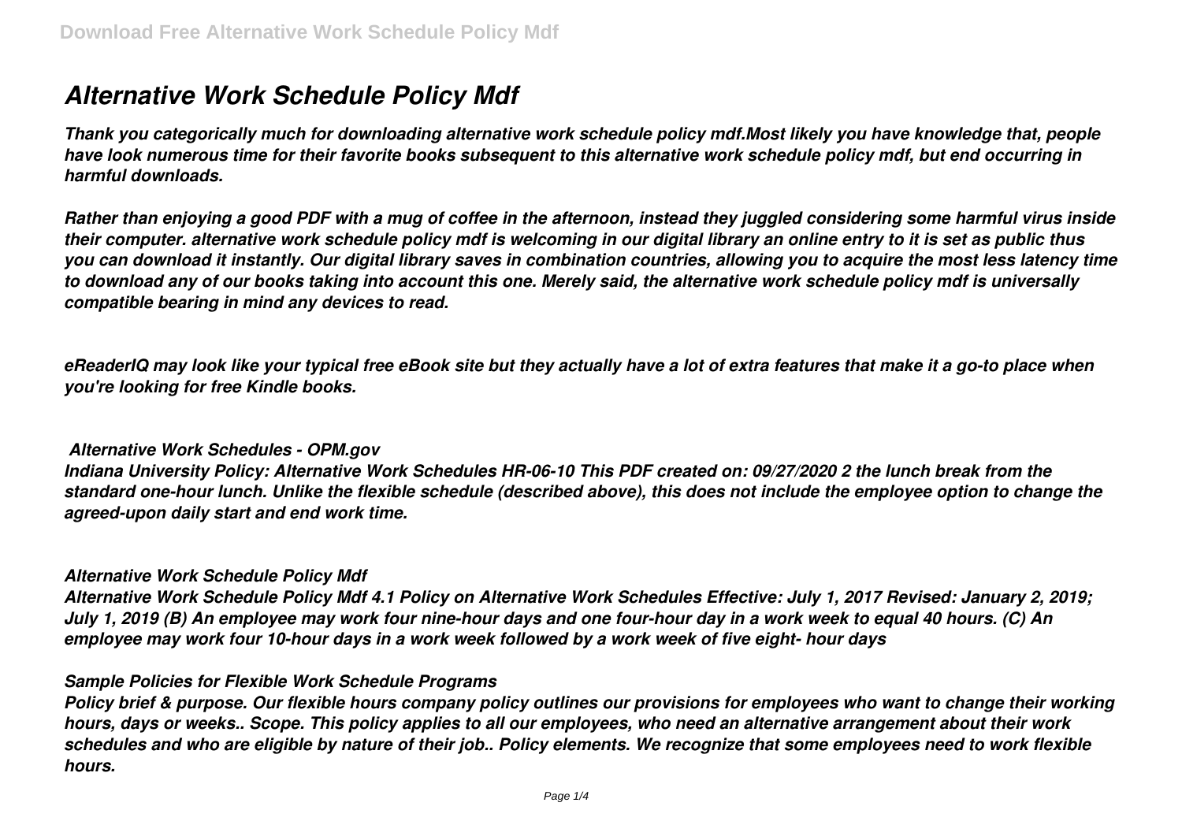# *Alternative Work Schedule Policy Mdf*

***Thank you categorically much for downloading alternative work schedule policy mdf.Most likely you have knowledge that, people have look numerous time for their favorite books subsequent to this alternative work schedule policy mdf, but end occurring in harmful downloads.***

***Rather than enjoying a good PDF with a mug of coffee in the afternoon, instead they juggled considering some harmful virus inside their computer. alternative work schedule policy mdf is welcoming in our digital library an online entry to it is set as public thus you can download it instantly. Our digital library saves in combination countries, allowing you to acquire the most less latency time to download any of our books taking into account this one. Merely said, the alternative work schedule policy mdf is universally compatible bearing in mind any devices to read.***

***eReaderIQ may look like your typical free eBook site but they actually have a lot of extra features that make it a go-to place when you're looking for free Kindle books.***

## ***Alternative Work Schedules - OPM.gov***

***Indiana University Policy: Alternative Work Schedules HR-06-10 This PDF created on: 09/27/2020 2 the lunch break from the standard one-hour lunch. Unlike the flexible schedule (described above), this does not include the employee option to change the agreed-upon daily start and end work time.***

## ***Alternative Work Schedule Policy Mdf***

***Alternative Work Schedule Policy Mdf 4.1 Policy on Alternative Work Schedules Effective: July 1, 2017 Revised: January 2, 2019; July 1, 2019 (B) An employee may work four nine-hour days and one four-hour day in a work week to equal 40 hours. (C) An employee may work four 10-hour days in a work week followed by a work week of five eight- hour days***

## ***Sample Policies for Flexible Work Schedule Programs***

***Policy brief & purpose. Our flexible hours company policy outlines our provisions for employees who want to change their working hours, days or weeks.. Scope. This policy applies to all our employees, who need an alternative arrangement about their work schedules and who are eligible by nature of their job.. Policy elements. We recognize that some employees need to work flexible hours.***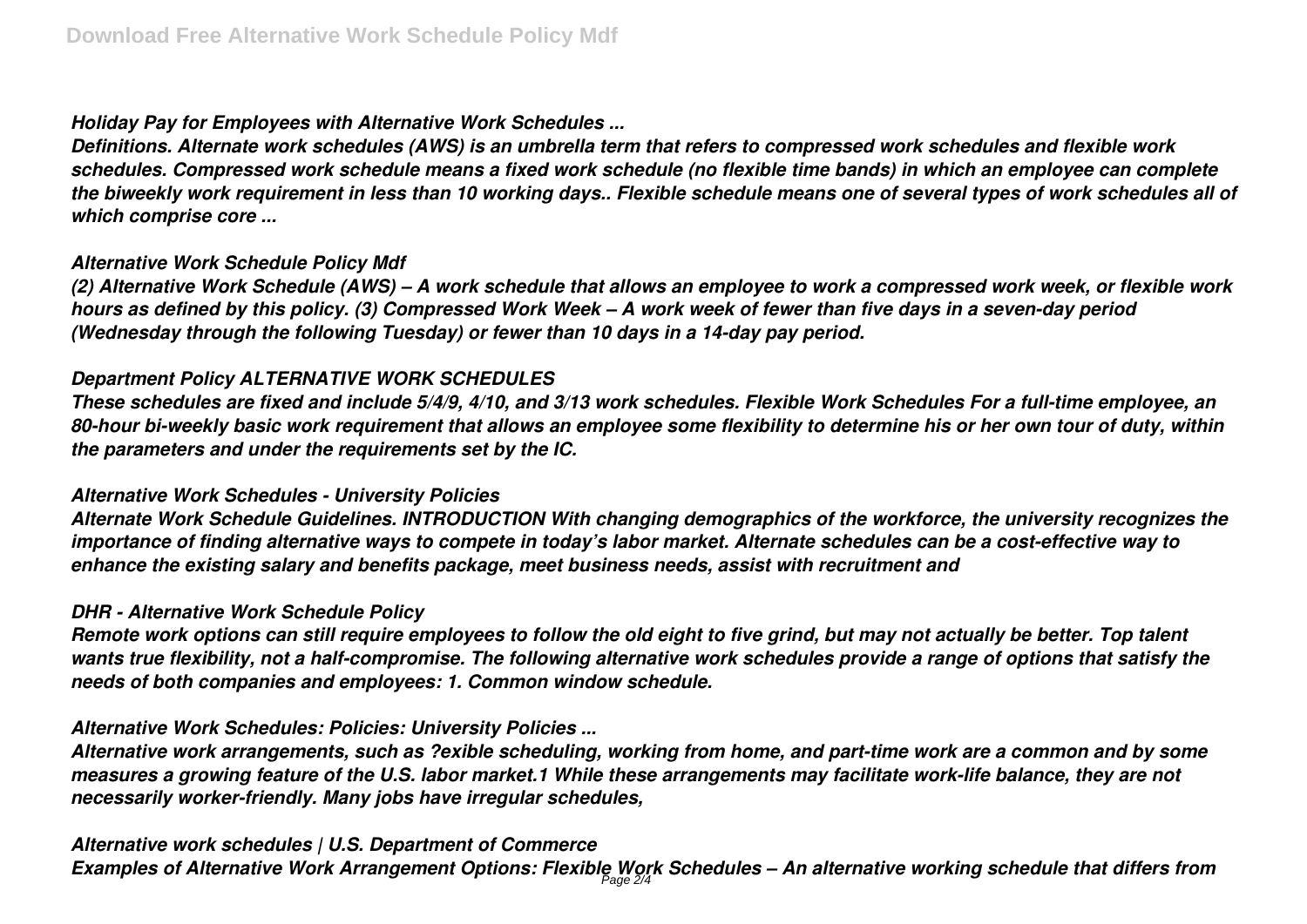### *Holiday Pay for Employees with Alternative Work Schedules ...*

*Definitions. Alternate work schedules (AWS) is an umbrella term that refers to compressed work schedules and flexible work schedules. Compressed work schedule means a fixed work schedule (no flexible time bands) in which an employee can complete the biweekly work requirement in less than 10 working days.. Flexible schedule means one of several types of work schedules all of which comprise core ...*

### *Alternative Work Schedule Policy Mdf*

*(2) Alternative Work Schedule (AWS) – A work schedule that allows an employee to work a compressed work week, or flexible work hours as defined by this policy. (3) Compressed Work Week – A work week of fewer than five days in a seven-day period (Wednesday through the following Tuesday) or fewer than 10 days in a 14-day pay period.*

### *Department Policy ALTERNATIVE WORK SCHEDULES*

*These schedules are fixed and include 5/4/9, 4/10, and 3/13 work schedules. Flexible Work Schedules For a full-time employee, an 80-hour bi-weekly basic work requirement that allows an employee some flexibility to determine his or her own tour of duty, within the parameters and under the requirements set by the IC.*

### *Alternative Work Schedules - University Policies*

*Alternate Work Schedule Guidelines. INTRODUCTION With changing demographics of the workforce, the university recognizes the importance of finding alternative ways to compete in today's labor market. Alternate schedules can be a cost-effective way to enhance the existing salary and benefits package, meet business needs, assist with recruitment and*

### *DHR - Alternative Work Schedule Policy*

*Remote work options can still require employees to follow the old eight to five grind, but may not actually be better. Top talent wants true flexibility, not a half-compromise. The following alternative work schedules provide a range of options that satisfy the needs of both companies and employees: 1. Common window schedule.*

### *Alternative Work Schedules: Policies: University Policies ...*

*Alternative work arrangements, such as ?exible scheduling, working from home, and part-time work are a common and by some measures a growing feature of the U.S. labor market.1 While these arrangements may facilitate work-life balance, they are not necessarily worker-friendly. Many jobs have irregular schedules,*

### *Alternative work schedules | U.S. Department of Commerce*

*Examples of Alternative Work Arrangement Options: Flexible Work Schedules – An alternative working schedule that differs from*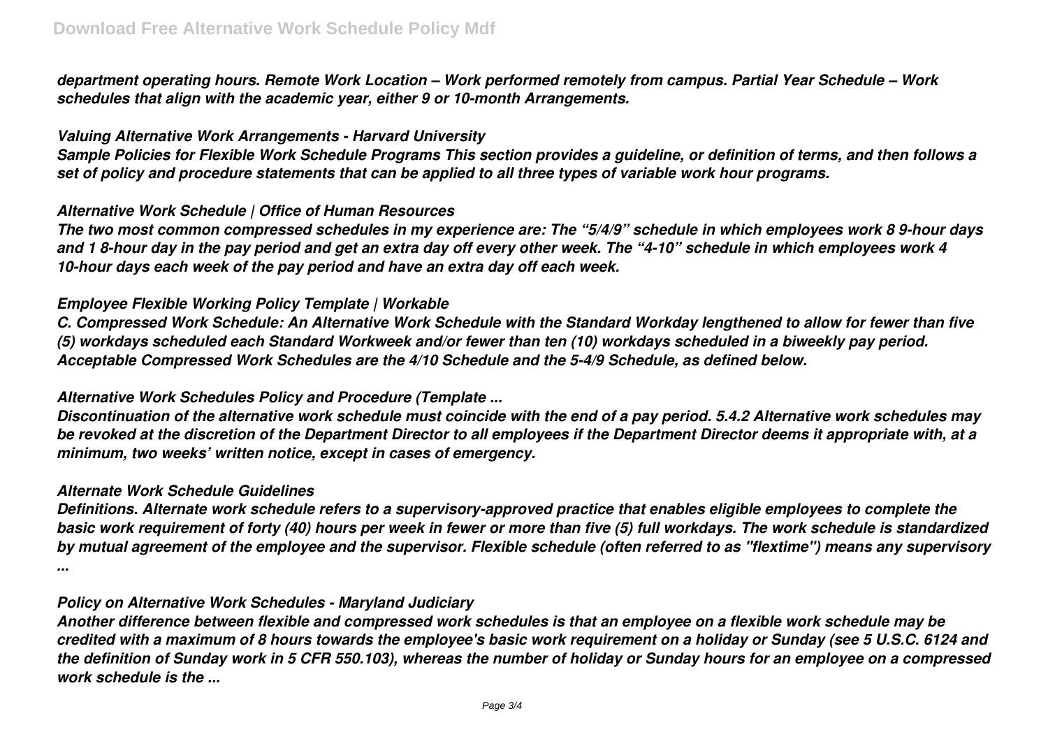*department operating hours. Remote Work Location – Work performed remotely from campus. Partial Year Schedule – Work schedules that align with the academic year, either 9 or 10-month Arrangements.*

### *Valuing Alternative Work Arrangements - Harvard University*

*Sample Policies for Flexible Work Schedule Programs This section provides a guideline, or definition of terms, and then follows a set of policy and procedure statements that can be applied to all three types of variable work hour programs.*

### *Alternative Work Schedule | Office of Human Resources*

*The two most common compressed schedules in my experience are: The "5/4/9" schedule in which employees work 8 9-hour days and 1 8-hour day in the pay period and get an extra day off every other week. The "4-10" schedule in which employees work 4 10-hour days each week of the pay period and have an extra day off each week.*

### *Employee Flexible Working Policy Template | Workable*

*C. Compressed Work Schedule: An Alternative Work Schedule with the Standard Workday lengthened to allow for fewer than five (5) workdays scheduled each Standard Workweek and/or fewer than ten (10) workdays scheduled in a biweekly pay period. Acceptable Compressed Work Schedules are the 4/10 Schedule and the 5-4/9 Schedule, as defined below.*

### *Alternative Work Schedules Policy and Procedure (Template ...*

*Discontinuation of the alternative work schedule must coincide with the end of a pay period. 5.4.2 Alternative work schedules may be revoked at the discretion of the Department Director to all employees if the Department Director deems it appropriate with, at a minimum, two weeks' written notice, except in cases of emergency.*

### *Alternate Work Schedule Guidelines*

*Definitions. Alternate work schedule refers to a supervisory-approved practice that enables eligible employees to complete the basic work requirement of forty (40) hours per week in fewer or more than five (5) full workdays. The work schedule is standardized by mutual agreement of the employee and the supervisor. Flexible schedule (often referred to as "flextime") means any supervisory ...*

### *Policy on Alternative Work Schedules - Maryland Judiciary*

*Another difference between flexible and compressed work schedules is that an employee on a flexible work schedule may be credited with a maximum of 8 hours towards the employee's basic work requirement on a holiday or Sunday (see 5 U.S.C. 6124 and the definition of Sunday work in 5 CFR 550.103), whereas the number of holiday or Sunday hours for an employee on a compressed work schedule is the ...*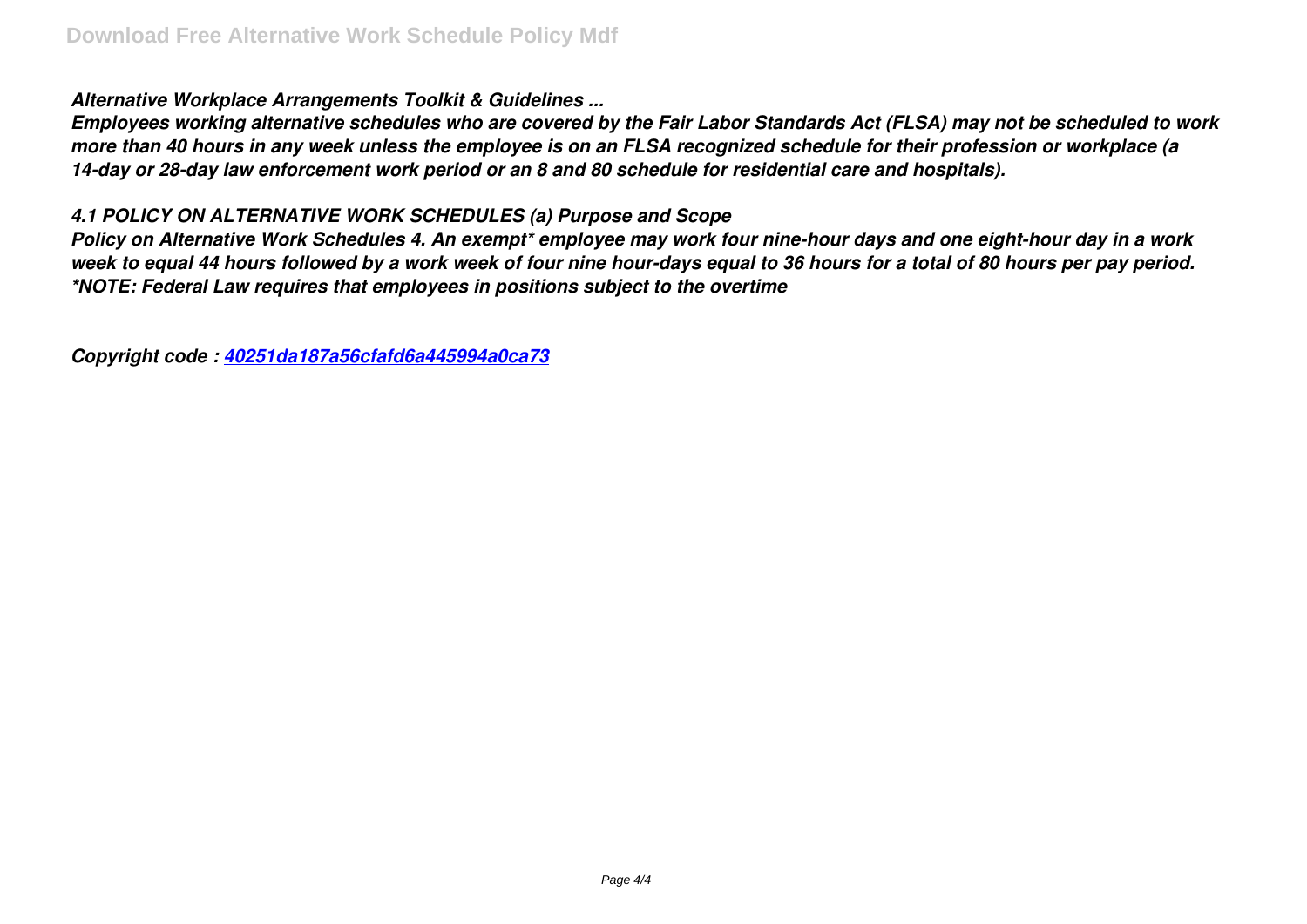***Alternative Workplace Arrangements Toolkit & Guidelines ...***

***Employees working alternative schedules who are covered by the Fair Labor Standards Act (FLSA) may not be scheduled to work more than 40 hours in any week unless the employee is on an FLSA recognized schedule for their profession or workplace (a 14-day or 28-day law enforcement work period or an 8 and 80 schedule for residential care and hospitals).***

***4.1 POLICY ON ALTERNATIVE WORK SCHEDULES (a) Purpose and Scope***

***Policy on Alternative Work Schedules 4. An exempt* employee may work four nine-hour days and one eight-hour day in a work week to equal 44 hours followed by a work week of four nine hour-days equal to 36 hours for a total of 80 hours per pay period. *NOTE: Federal Law requires that employees in positions subject to the overtime***

***Copyright code : 40251da187a56cfafd6a445994a0ca73***